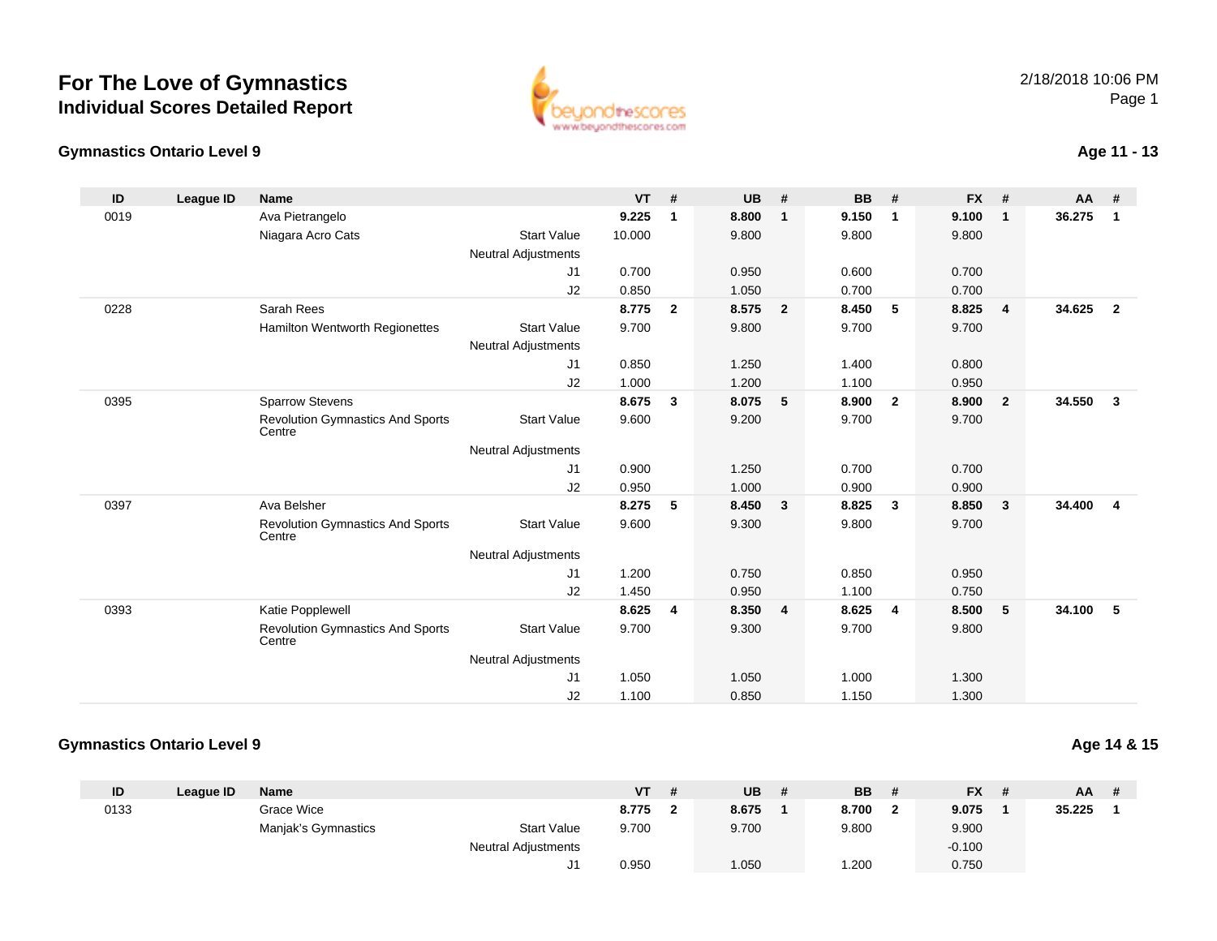# For The Love of Gymnastics
## Individual Scores Detailed Report

2/18/2018 10:06 PM

### Gymnastics Ontario Level 9

**Age 11 - 13**

| ID | League ID | Name | | | VT | # | UB | # | BB | # | FX | # | AA | # |
|---|---|---|---|---|---|---|---|---|---|---|---|---|---|---|
| 0019 | | Ava Pietrangelo | | | **9.225** | **1** | **8.800** | **1** | **9.150** | **1** | **9.100** | **1** | **36.275** | **1** |
| | | Niagara Acro Cats | Start Value | | 10.000 | | 9.800 | | 9.800 | | 9.800 | | | |
| | | | Neutral Adjustments | | | | | | | | | | | |
| | | | | J1 | 0.700 | | 0.950 | | 0.600 | | 0.700 | | | |
| | | | | J2 | 0.850 | | 1.050 | | 0.700 | | 0.700 | | | |
| 0228 | | Sarah Rees | | | **8.775** | **2** | **8.575** | **2** | **8.450** | **5** | **8.825** | **4** | **34.625** | **2** |
| | | Hamilton Wentworth Regionettes | Start Value | | 9.700 | | 9.800 | | 9.700 | | 9.700 | | | |
| | | | Neutral Adjustments | | | | | | | | | | | |
| | | | | J1 | 0.850 | | 1.250 | | 1.400 | | 0.800 | | | |
| | | | | J2 | 1.000 | | 1.200 | | 1.100 | | 0.950 | | | |
| 0395 | | Sparrow Stevens | | | **8.675** | **3** | **8.075** | **5** | **8.900** | **2** | **8.900** | **2** | **34.550** | **3** |
| | | Revolution Gymnastics And Sports Centre | Start Value | | 9.600 | | 9.200 | | 9.700 | | 9.700 | | | |
| | | | Neutral Adjustments | | | | | | | | | | | |
| | | | | J1 | 0.900 | | 1.250 | | 0.700 | | 0.700 | | | |
| | | | | J2 | 0.950 | | 1.000 | | 0.900 | | 0.900 | | | |
| 0397 | | Ava Belsher | | | **8.275** | **5** | **8.450** | **3** | **8.825** | **3** | **8.850** | **3** | **34.400** | **4** |
| | | Revolution Gymnastics And Sports Centre | Start Value | | 9.600 | | 9.300 | | 9.800 | | 9.700 | | | |
| | | | Neutral Adjustments | | | | | | | | | | | |
| | | | | J1 | 1.200 | | 0.750 | | 0.850 | | 0.950 | | | |
| | | | | J2 | 1.450 | | 0.950 | | 1.100 | | 0.750 | | | |
| 0393 | | Katie Popplewell | | | **8.625** | **4** | **8.350** | **4** | **8.625** | **4** | **8.500** | **5** | **34.100** | **5** |
| | | Revolution Gymnastics And Sports Centre | Start Value | | 9.700 | | 9.300 | | 9.700 | | 9.800 | | | |
| | | | Neutral Adjustments | | | | | | | | | | | |
| | | | | J1 | 1.050 | | 1.050 | | 1.000 | | 1.300 | | | |
| | | | | J2 | 1.100 | | 0.850 | | 1.150 | | 1.300 | | | |

### Gymnastics Ontario Level 9

**Age 14 & 15**

| ID | League ID | Name | | | VT | # | UB | # | BB | # | FX | # | AA | # |
|---|---|---|---|---|---|---|---|---|---|---|---|---|---|---|
| 0133 | | Grace Wice | | | **8.775** | **2** | **8.675** | **1** | **8.700** | **2** | **9.075** | **1** | **35.225** | **1** |
| | | Manjak's Gymnastics | Start Value | | 9.700 | | 9.700 | | 9.800 | | 9.900 | | | |
| | | | Neutral Adjustments | | | | | | | | -0.100 | | | |
| | | | | J1 | 0.950 | | 1.050 | | 1.200 | | 0.750 | | | |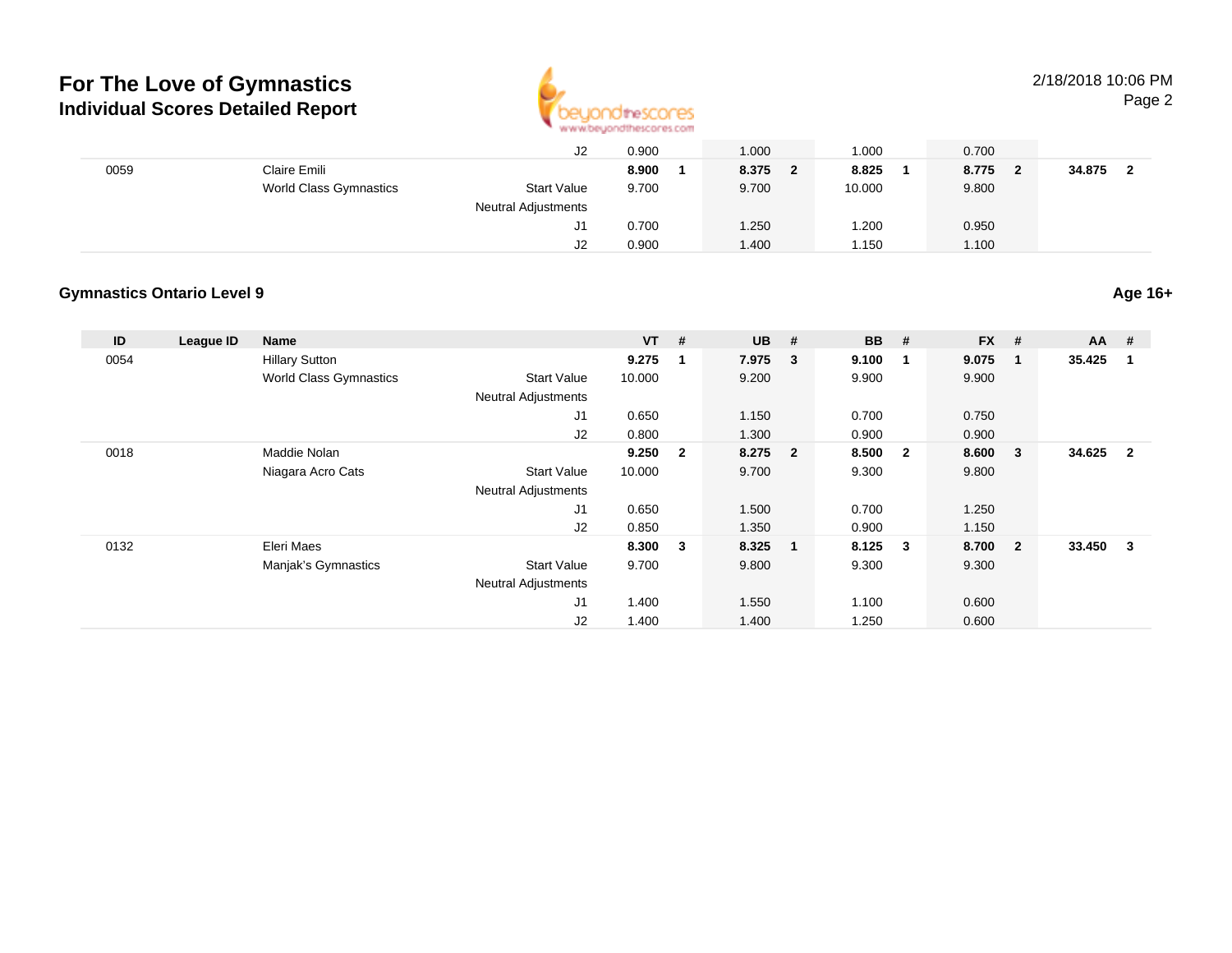| ID | League ID | Name | | VT | # | UB | # | BB | # | FX | # | AA | # |
|---|---|---|---|---|---|---|---|---|---|---|---|---|---|
| | | | J2 | 0.900 | | 1.000 | | 1.000 | | 0.700 | | | |
| 0059 | | Claire Emili | | **8.900** | **1** | **8.375** | **2** | **8.825** | **1** | **8.775** | **2** | **34.875** | **2** |
| | | World Class Gymnastics | Start Value | 9.700 | | 9.700 | | 10.000 | | 9.800 | | | |
| | | | Neutral Adjustments | | | | | | | | | | |
| | | | J1 | 0.700 | | 1.250 | | 1.200 | | 0.950 | | | |
| | | | J2 | 0.900 | | 1.400 | | 1.150 | | 1.100 | | | |

### Gymnastics Ontario Level 9

**Age 16+**

| ID | League ID | Name | | VT | # | UB | # | BB | # | FX | # | AA | # |
|---|---|---|---|---|---|---|---|---|---|---|---|---|---|
| 0054 | | Hillary Sutton | | **9.275** | **1** | **7.975** | **3** | **9.100** | **1** | **9.075** | **1** | **35.425** | **1** |
| | | World Class Gymnastics | Start Value | 10.000 | | 9.200 | | 9.900 | | 9.900 | | | |
| | | | Neutral Adjustments | | | | | | | | | | |
| | | | J1 | 0.650 | | 1.150 | | 0.700 | | 0.750 | | | |
| | | | J2 | 0.800 | | 1.300 | | 0.900 | | 0.900 | | | |
| 0018 | | Maddie Nolan | | **9.250** | **2** | **8.275** | **2** | **8.500** | **2** | **8.600** | **3** | **34.625** | **2** |
| | | Niagara Acro Cats | Start Value | 10.000 | | 9.700 | | 9.300 | | 9.800 | | | |
| | | | Neutral Adjustments | | | | | | | | | | |
| | | | J1 | 0.650 | | 1.500 | | 0.700 | | 1.250 | | | |
| | | | J2 | 0.850 | | 1.350 | | 0.900 | | 1.150 | | | |
| 0132 | | Eleri Maes | | **8.300** | **3** | **8.325** | **1** | **8.125** | **3** | **8.700** | **2** | **33.450** | **3** |
| | | Manjak's Gymnastics | Start Value | 9.700 | | 9.800 | | 9.300 | | 9.300 | | | |
| | | | Neutral Adjustments | | | | | | | | | | |
| | | | J1 | 1.400 | | 1.550 | | 1.100 | | 0.600 | | | |
| | | | J2 | 1.400 | | 1.400 | | 1.250 | | 0.600 | | | |